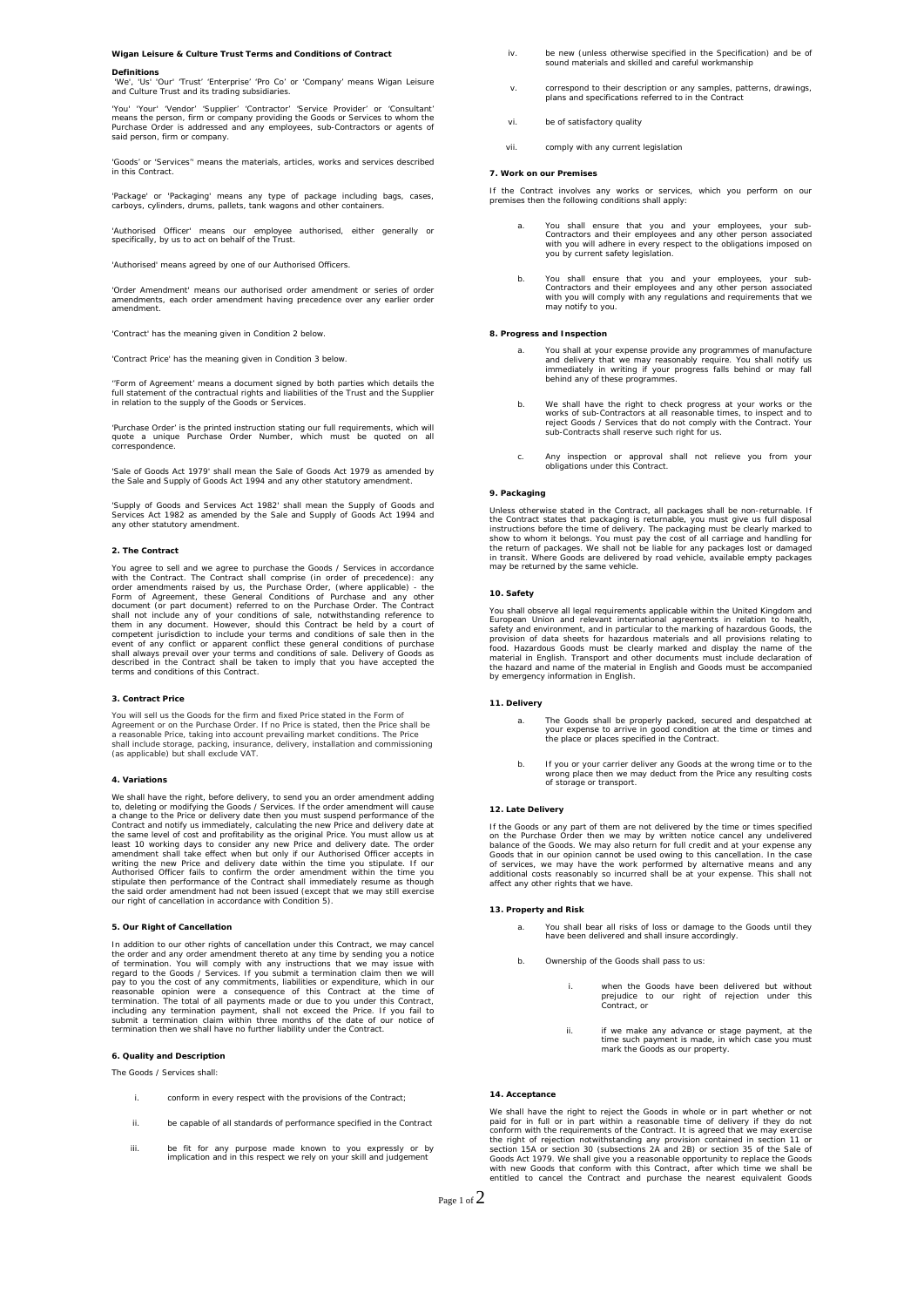**Wigan Leisure & Culture Trust Terms and Conditions of Contract**

**Definitions**

'We', 'Us' 'Our' 'Trust' 'Enterprise' 'Pro Co' or 'Company' means Wigan Leisure and Culture Trust and its trading subsidiaries.

'You' 'Your' 'Vendor' 'Supplier' 'Contractor' 'Service Provider' or 'Consultant' means the person, firm or company providing the Goods or Services to whom the Purchase Order is addressed and any employees, sub-Contractors or agents of said person, firm or company.

'Goods' or 'Services'' means the materials, articles, works and services described in this Contract.

'Package' or 'Packaging' means any type of package including bags, cases, carboys, cylinders, drums, pallets, tank wagons and other containers.

'Authorised Officer' means our employee authorised, either generally or specifically, by us to act on behalf of the Trust.

'Authorised' means agreed by one of our Authorised Officers.

'Order Amendment' means our authorised order amendment or series of order amendments, each order amendment having precedence over any earlier order amendment.

'Contract' has the meaning given in Condition 2 below.

'Contract Price' has the meaning given in Condition 3 below.

''Form of Agreement' means a document signed by both parties which details the full statement of the contractual rights and liabilities of the Trust and the Supplier in relation to the supply of the Goods or Services.

'Purchase Order' is the printed instruction stating our full requirements, which will quote a unique Purchase Order Number, which must be quoted on all correspondence.

'Sale of Goods Act 1979' shall mean the Sale of Goods Act 1979 as amended by the Sale and Supply of Goods Act 1994 and any other statutory amendment.

'Supply of Goods and Services Act 1982' shall mean the Supply of Goods and Services Act 1982 as amended by the Sale and Supply of Goods Act 1994 and any other statutory amendment.

**2. The Contract**

You agree to sell and we agree to purchase the Goods / Services in accordance with the Contract. The Contract shall comprise (in order of precedence): any order amendments raised by us, the Purchase Order, (where applicable) - the Form of Agreement, these General Conditions of Purchase and any other document (or part document) referred to on the Purchase Order. The Contract shall not include any of your conditions of sale, notwithstanding reference to them in any document. However, should this Contract be held by a court of competent jurisdiction to include your terms and conditions of sale then in the event of any conflict or apparent conflict these general conditions of purchase shall always prevail over your terms and conditions of sale. Delivery of Goods as described in the Contract shall be taken to imply that you have accepted the terms and conditions of this Contract.

**3. Contract Price**

You will sell us the Goods for the firm and fixed Price stated in the Form of Agreement or on the Purchase Order. If no Price is stated, then the Price shall be a reasonable Price, taking into account prevailing market conditions. The Price shall include storage, packing, insurance, delivery, installation and commissioning (as applicable) but shall exclude VAT.

**4. Variations**

We shall have the right, before delivery, to send you an order amendment adding to, deleting or modifying the Goods / Services. If the order amendment will cause a change to the Price or delivery date then you must suspend performance of the Contract and notify us immediately, calculating the new Price and delivery date at the same level of cost and profitability as the original Price. You must allow us at least 10 working days to consider any new Price and delivery date. The order amendment shall take effect when but only if our Authorised Officer accepts in writing the new Price and delivery date within the time you stipulate. If our Authorised Officer fails to confirm the order amendment within the time you stipulate then performance of the Contract shall immediately resume as though the said order amendment had not been issued (except that we may still exercise our right of cancellation in accordance with Condition 5).

**5. Our Right of Cancellation**

In addition to our other rights of cancellation under this Contract, we may cancel the order and any order amendment thereto at any time by sending you a notice of termination. You will comply with any instructions that we may issue with regard to the Goods / Services. If you submit a termination claim then we will pay to you the cost of any commitments, liabilities or expenditure, which in our reasonable opinion were a consequence of this Contract at the time of termination. The total of all payments made or due to you under this Contract, including any termination payment, shall not exceed the Price. If you fail to submit a termination claim within three months of the date of our notice of termination then we shall have no further liability under the Contract.

**6. Quality and Description**

The Goods / Services shall:

i. conform in every respect with the provisions of the Contract;

ii. be capable of all standards of performance specified in the Contract

iii. be fit for any purpose made known to you expressly or by implication and in this respect we rely on your skill and judgement

iv. be new (unless otherwise specified in the Specification) and be of sound materials and skilled and careful workmanship

v. correspond to their description or any samples, patterns, drawings, plans and specifications referred to in the Contract

vi. be of satisfactory quality

vii. comply with any current legislation

**7. Work on our Premises**

If the Contract involves any works or services, which you perform on our premises then the following conditions shall apply:

a. You shall ensure that you and your employees, your sub-Contractors and their employees and any other person associated with you will adhere in every respect to the obligations imposed on you by current safety legislation.

b. You shall ensure that you and your employees, your sub-Contractors and their employees and any other person associated with you will comply with any regulations and requirements that we may notify to you.

**8. Progress and Inspection**

a. You shall at your expense provide any programmes of manufacture and delivery that we may reasonably require. You shall notify us immediately in writing if your progress falls behind or may fall behind any of these programmes.

b. We shall have the right to check progress at your works or the works of sub-Contractors at all reasonable times, to inspect and to reject Goods / Services that do not comply with the Contract. Your sub-Contracts shall reserve such right for us.

c. Any inspection or approval shall not relieve you from your obligations under this Contract.

**9. Packaging**

Unless otherwise stated in the Contract, all packages shall be non-returnable. If the Contract states that packaging is returnable, you must give us full disposal instructions before the time of delivery. The packaging must be clearly marked to show to whom it belongs. You must pay the cost of all carriage and handling for the return of packages. We shall not be liable for any packages lost or damaged in transit. Where Goods are delivered by road vehicle, available empty packages may be returned by the same vehicle.

**10. Safety**

You shall observe all legal requirements applicable within the United Kingdom and European Union and relevant international agreements in relation to health, safety and environment, and in particular to the marking of hazardous Goods, the provision of data sheets for hazardous materials and all provisions relating to food. Hazardous Goods must be clearly marked and display the name of the material in English. Transport and other documents must include declaration of the hazard and name of the material in English and Goods must be accompanied by emergency information in English.

**11. Delivery**

a. The Goods shall be properly packed, secured and despatched at your expense to arrive in good condition at the time or times and the place or places specified in the Contract.

b. If you or your carrier deliver any Goods at the wrong time or to the wrong place then we may deduct from the Price any resulting costs of storage or transport.

**12. Late Delivery**

If the Goods or any part of them are not delivered by the time or times specified on the Purchase Order then we may by written notice cancel any undelivered balance of the Goods. We may also return for full credit and at your expense any Goods that in our opinion cannot be used owing to this cancellation. In the case of services, we may have the work performed by alternative means and any additional costs reasonably so incurred shall be at your expense. This shall not affect any other rights that we have.

**13. Property and Risk**

a. You shall bear all risks of loss or damage to the Goods until they have been delivered and shall insure accordingly.

b. Ownership of the Goods shall pass to us:

i. when the Goods have been delivered but without prejudice to our right of rejection under this Contract, or

ii. if we make any advance or stage payment, at the time such payment is made, in which case you must mark the Goods as our property.

**14. Acceptance**

We shall have the right to reject the Goods in whole or in part whether or not paid for in full or in part within a reasonable time of delivery if they do not conform with the requirements of the Contract. It is agreed that we may exercise the right of rejection notwithstanding any provision contained in section 11 or section 15A or section 30 (subsections 2A and 2B) or section 35 of the Sale of Goods Act 1979. We shall give you a reasonable opportunity to replace the Goods with new Goods that conform with this Contract, after which time we shall be entitled to cancel the Contract and purchase the nearest equivalent Goods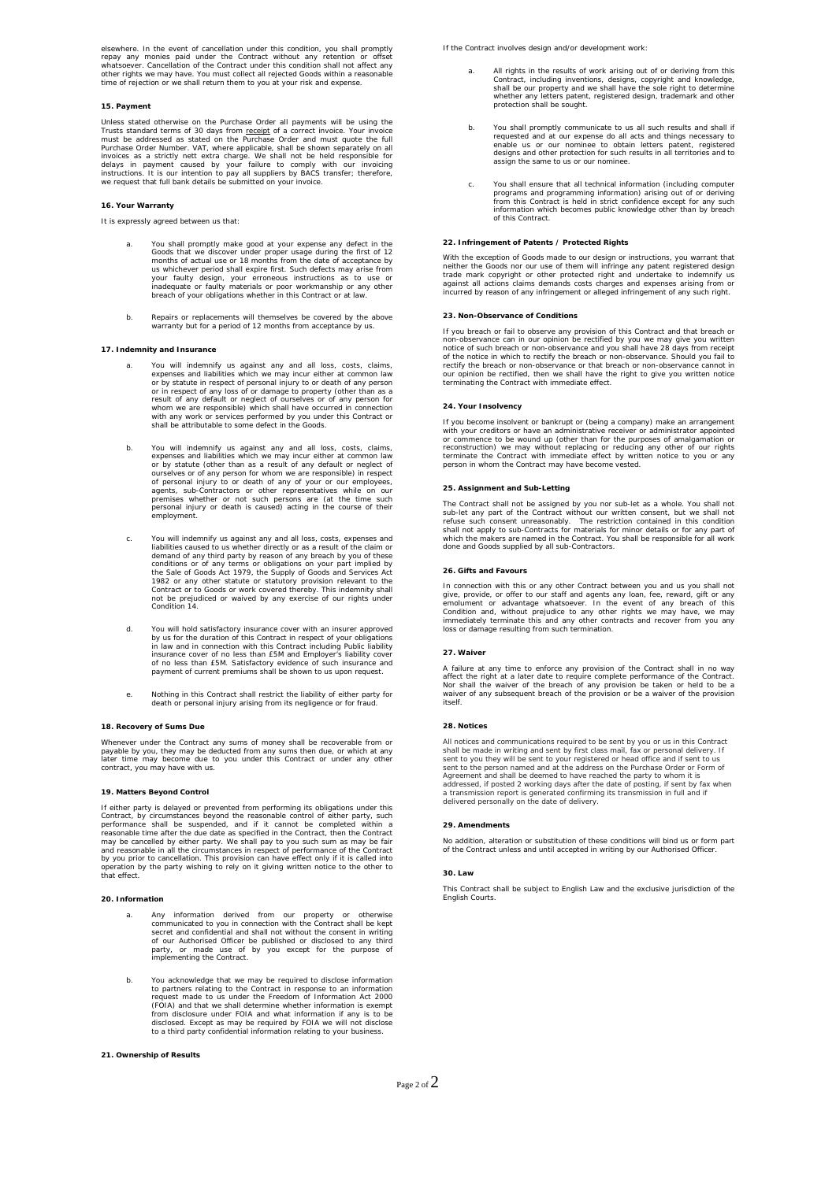elsewhere. In the event of cancellation under this condition, you shall promptly repay any monies paid under the Contract without any retention or offset whatsoever. Cancellation of the Contract under this condition shall not affect any other rights we may have. You must collect all rejected Goods within a reasonable time of rejection or we shall return them to you at your risk and expense.

**15. Payment**

Unless stated otherwise on the Purchase Order all payments will be using the Trusts standard terms of 30 days from receipt of a correct invoice. Your invoice must be addressed as stated on the Purchase Order and must quote the full Purchase Order Number. VAT, where applicable, shall be shown separately on all invoices as a strictly nett extra charge. We shall not be held responsible for delays in payment caused by your failure to comply with our invoicing instructions. It is our intention to pay all suppliers by BACS transfer; therefore, we request that full bank details be submitted on your invoice.

**16. Your Warranty**

It is expressly agreed between us that:

a. You shall promptly make good at your expense any defect in the Goods that we discover under proper usage during the first of 12 months of actual use or 18 months from the date of acceptance by us whichever period shall expire first. Such defects may arise from your faulty design, your erroneous instructions as to use or inadequate or faulty materials or poor workmanship or any other breach of your obligations whether in this Contract or at law.

b. Repairs or replacements will themselves be covered by the above warranty but for a period of 12 months from acceptance by us.

**17. Indemnity and Insurance**

a. You will indemnify us against any and all loss, costs, claims, expenses and liabilities which we may incur either at common law or by statute in respect of personal injury to or death of any person or in respect of any loss of or damage to property (other than as a result of any default or neglect of ourselves or of any person for whom we are responsible) which shall have occurred in connection with any work or services performed by you under this Contract or shall be attributable to some defect in the Goods.

b. You will indemnify us against any and all loss, costs, claims, expenses and liabilities which we may incur either at common law or by statute (other than as a result of any default or neglect of ourselves or of any person for whom we are responsible) in respect of personal injury to or death of any of your or our employees, agents, sub-Contractors or other representatives while on our premises whether or not such persons are (at the time such personal injury or death is caused) acting in the course of their employment.

c. You will indemnify us against any and all loss, costs, expenses and liabilities caused to us whether directly or as a result of the claim or demand of any third party by reason of any breach by you of these conditions or of any terms or obligations on your part implied by the Sale of Goods Act 1979, the Supply of Goods and Services Act 1982 or any other statute or statutory provision relevant to the Contract or to Goods or work covered thereby. This indemnity shall not be prejudiced or waived by any exercise of our rights under Condition 14.

d. You will hold satisfactory insurance cover with an insurer approved by us for the duration of this Contract in respect of your obligations in law and in connection with this Contract including Public liability insurance cover of no less than £5M and Employer's liability cover of no less than £5M. Satisfactory evidence of such insurance and payment of current premiums shall be shown to us upon request.

e. Nothing in this Contract shall restrict the liability of either party for death or personal injury arising from its negligence or for fraud.

**18. Recovery of Sums Due**

Whenever under the Contract any sums of money shall be recoverable from or payable by you, they may be deducted from any sums then due, or which at any later time may become due to you under this Contract or under any other contract, you may have with us.

**19. Matters Beyond Control**

If either party is delayed or prevented from performing its obligations under this Contract, by circumstances beyond the reasonable control of either party, such performance shall be suspended, and if it cannot be completed within a reasonable time after the due date as specified in the Contract, then the Contract may be cancelled by either party. We shall pay to you such sum as may be fair and reasonable in all the circumstances in respect of performance of the Contract by you prior to cancellation. This provision can have effect only if it is called into operation by the party wishing to rely on it giving written notice to the other to that effect.

**20. Information**

a. Any information derived from our property or otherwise communicated to you in connection with the Contract shall be kept secret and confidential and shall not without the consent in writing of our Authorised Officer be published or disclosed to any third party, or made use of by you except for the purpose of implementing the Contract.

b. You acknowledge that we may be required to disclose information to partners relating to the Contract in response to an information request made to us under the Freedom of Information Act 2000 (FOIA) and that we shall determine whether information is exempt from disclosure under FOIA and what information if any is to be disclosed. Except as may be required by FOIA we will not disclose to a third party confidential information relating to your business.

**21. Ownership of Results**

If the Contract involves design and/or development work:

a. All rights in the results of work arising out of or deriving from this Contract, including inventions, designs, copyright and knowledge, shall be our property and we shall have the sole right to determine whether any letters patent, registered design, trademark and other protection shall be sought.

b. You shall promptly communicate to us all such results and shall if requested and at our expense do all acts and things necessary to enable us or our nominee to obtain letters patent, registered designs and other protection for such results in all territories and to assign the same to us or our nominee.

c. You shall ensure that all technical information (including computer programs and programming information) arising out of or deriving from this Contract is held in strict confidence except for any such information which becomes public knowledge other than by breach of this Contract.

**22. Infringement of Patents / Protected Rights**

With the exception of Goods made to our design or instructions, you warrant that neither the Goods nor our use of them will infringe any patent registered design trade mark copyright or other protected right and undertake to indemnify us against all actions claims demands costs charges and expenses arising from or incurred by reason of any infringement or alleged infringement of any such right.

**23. Non-Observance of Conditions**

If you breach or fail to observe any provision of this Contract and that breach or non-observance can in our opinion be rectified by you we may give you written notice of such breach or non-observance and you shall have 28 days from receipt of the notice in which to rectify the breach or non-observance. Should you fail to rectify the breach or non-observance or that breach or non-observance cannot in our opinion be rectified, then we shall have the right to give you written notice terminating the Contract with immediate effect.

**24. Your Insolvency**

If you become insolvent or bankrupt or (being a company) make an arrangement with your creditors or have an administrative receiver or administrator appointed or commence to be wound up (other than for the purposes of amalgamation or reconstruction) we may without replacing or reducing any other of our rights terminate the Contract with immediate effect by written notice to you or any person in whom the Contract may have become vested.

**25. Assignment and Sub-Letting**

The Contract shall not be assigned by you nor sub-let as a whole. You shall not sub-let any part of the Contract without our written consent, but we shall not refuse such consent unreasonably. The restriction contained in this condition shall not apply to sub-Contracts for materials for minor details or for any part of which the makers are named in the Contract. You shall be responsible for all work done and Goods supplied by all sub-Contractors.

**26. Gifts and Favours**

In connection with this or any other Contract between you and us you shall not give, provide, or offer to our staff and agents any loan, fee, reward, gift or any emolument or advantage whatsoever. In the event of any breach of this Condition and, without prejudice to any other rights we may have, we may immediately terminate this and any other contracts and recover from you any loss or damage resulting from such termination.

**27. Waiver**

A failure at any time to enforce any provision of the Contract shall in no way affect the right at a later date to require complete performance of the Contract. Nor shall the waiver of the breach of any provision be taken or held to be a waiver of any subsequent breach of the provision or be a waiver of the provision itself.

**28. Notices**

All notices and communications required to be sent by you or us in this Contract shall be made in writing and sent by first class mail, fax or personal delivery. If sent to you they will be sent to your registered or head office and if sent to us sent to the person named and at the address on the Purchase Order or Form of Agreement and shall be deemed to have reached the party to whom it is addressed, if posted 2 working days after the date of posting, if sent by fax when a transmission report is generated confirming its transmission in full and if delivered personally on the date of delivery.

**29. Amendments**

No addition, alteration or substitution of these conditions will bind us or form part of the Contract unless and until accepted in writing by our Authorised Officer.

**30. Law**

This Contract shall be subject to English Law and the exclusive jurisdiction of the English Courts.